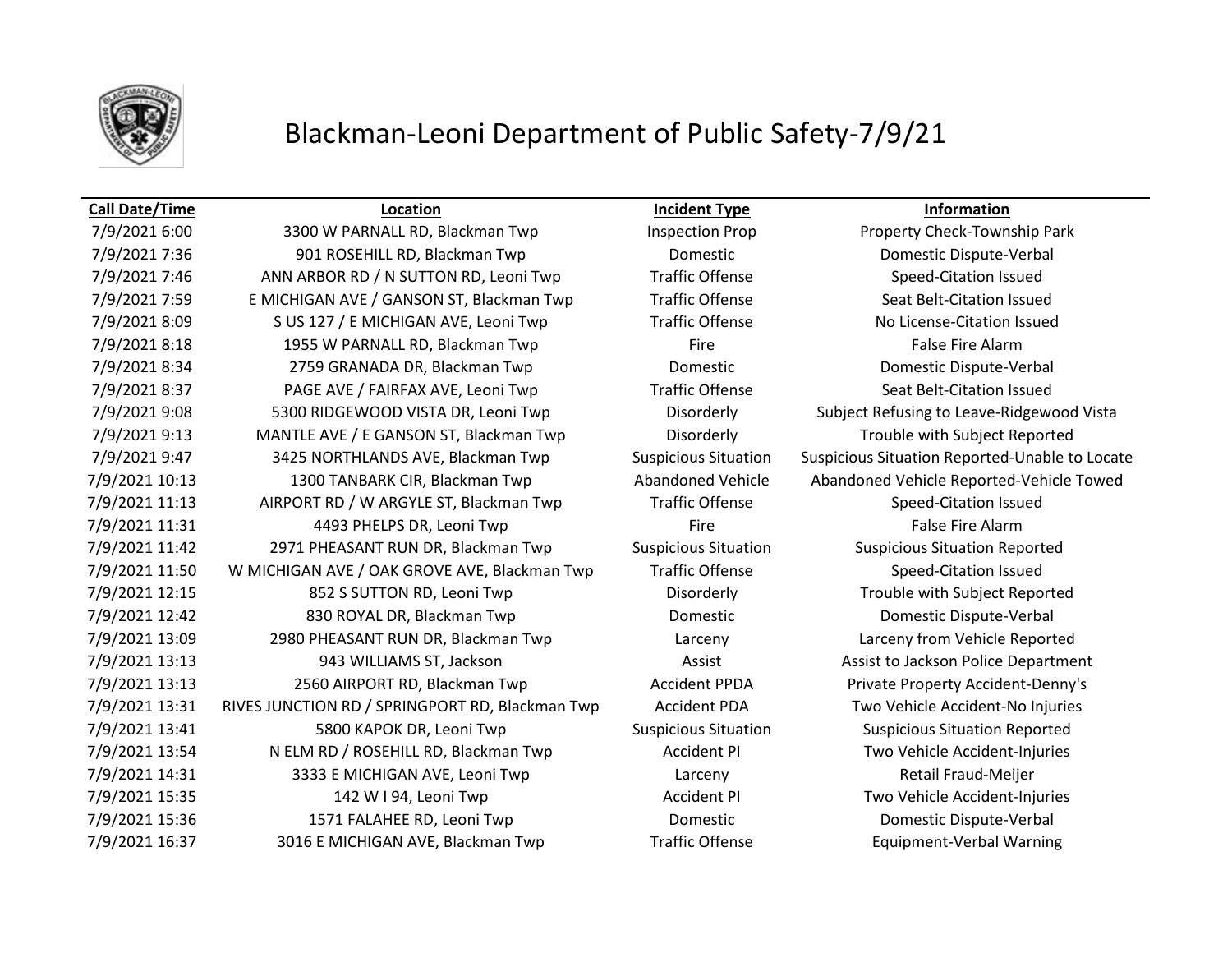# Blackman-Leoni Department of Public Safety-7/9/21

| Call Date/Time | Location | Incident Type | Information |
|---|---|---|---|
| 7/9/2021 6:00 | 3300 W PARNALL RD, Blackman Twp | Inspection Prop | Property Check-Township Park |
| 7/9/2021 7:36 | 901 ROSEHILL RD, Blackman Twp | Domestic | Domestic Dispute-Verbal |
| 7/9/2021 7:46 | ANN ARBOR RD / N SUTTON RD, Leoni Twp | Traffic Offense | Speed-Citation Issued |
| 7/9/2021 7:59 | E MICHIGAN AVE / GANSON ST, Blackman Twp | Traffic Offense | Seat Belt-Citation Issued |
| 7/9/2021 8:09 | S US 127 / E MICHIGAN AVE, Leoni Twp | Traffic Offense | No License-Citation Issued |
| 7/9/2021 8:18 | 1955 W PARNALL RD, Blackman Twp | Fire | False Fire Alarm |
| 7/9/2021 8:34 | 2759 GRANADA DR, Blackman Twp | Domestic | Domestic Dispute-Verbal |
| 7/9/2021 8:37 | PAGE AVE / FAIRFAX AVE, Leoni Twp | Traffic Offense | Seat Belt-Citation Issued |
| 7/9/2021 9:08 | 5300 RIDGEWOOD VISTA DR, Leoni Twp | Disorderly | Subject Refusing to Leave-Ridgewood Vista |
| 7/9/2021 9:13 | MANTLE AVE / E GANSON ST, Blackman Twp | Disorderly | Trouble with Subject Reported |
| 7/9/2021 9:47 | 3425 NORTHLANDS AVE, Blackman Twp | Suspicious Situation | Suspicious Situation Reported-Unable to Locate |
| 7/9/2021 10:13 | 1300 TANBARK CIR, Blackman Twp | Abandoned Vehicle | Abandoned Vehicle Reported-Vehicle Towed |
| 7/9/2021 11:13 | AIRPORT RD / W ARGYLE ST, Blackman Twp | Traffic Offense | Speed-Citation Issued |
| 7/9/2021 11:31 | 4493 PHELPS DR, Leoni Twp | Fire | False Fire Alarm |
| 7/9/2021 11:42 | 2971 PHEASANT RUN DR, Blackman Twp | Suspicious Situation | Suspicious Situation Reported |
| 7/9/2021 11:50 | W MICHIGAN AVE / OAK GROVE AVE, Blackman Twp | Traffic Offense | Speed-Citation Issued |
| 7/9/2021 12:15 | 852 S SUTTON RD, Leoni Twp | Disorderly | Trouble with Subject Reported |
| 7/9/2021 12:42 | 830 ROYAL DR, Blackman Twp | Domestic | Domestic Dispute-Verbal |
| 7/9/2021 13:09 | 2980 PHEASANT RUN DR, Blackman Twp | Larceny | Larceny from Vehicle Reported |
| 7/9/2021 13:13 | 943 WILLIAMS ST, Jackson | Assist | Assist to Jackson Police Department |
| 7/9/2021 13:13 | 2560 AIRPORT RD, Blackman Twp | Accident PPDA | Private Property Accident-Denny's |
| 7/9/2021 13:31 | RIVES JUNCTION RD / SPRINGPORT RD, Blackman Twp | Accident PDA | Two Vehicle Accident-No Injuries |
| 7/9/2021 13:41 | 5800 KAPOK DR, Leoni Twp | Suspicious Situation | Suspicious Situation Reported |
| 7/9/2021 13:54 | N ELM RD / ROSEHILL RD, Blackman Twp | Accident PI | Two Vehicle Accident-Injuries |
| 7/9/2021 14:31 | 3333 E MICHIGAN AVE, Leoni Twp | Larceny | Retail Fraud-Meijer |
| 7/9/2021 15:35 | 142 W I 94, Leoni Twp | Accident PI | Two Vehicle Accident-Injuries |
| 7/9/2021 15:36 | 1571 FALAHEE RD, Leoni Twp | Domestic | Domestic Dispute-Verbal |
| 7/9/2021 16:37 | 3016 E MICHIGAN AVE, Blackman Twp | Traffic Offense | Equipment-Verbal Warning |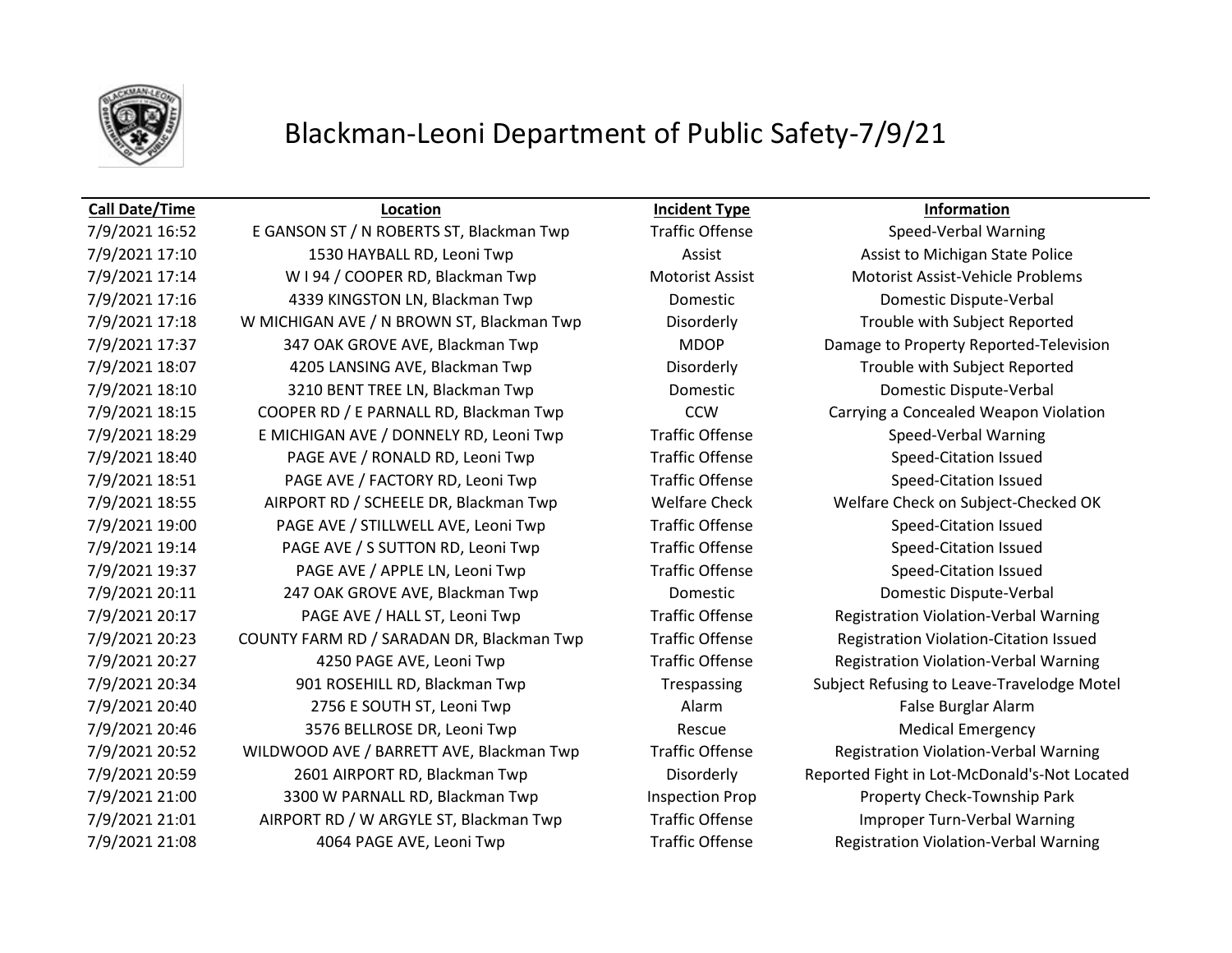# Blackman-Leoni Department of Public Safety-7/9/21

| Call Date/Time | Location | Incident Type | Information |
|---|---|---|---|
| 7/9/2021 16:52 | E GANSON ST / N ROBERTS ST, Blackman Twp | Traffic Offense | Speed-Verbal Warning |
| 7/9/2021 17:10 | 1530 HAYBALL RD, Leoni Twp | Assist | Assist to Michigan State Police |
| 7/9/2021 17:14 | W I 94 / COOPER RD, Blackman Twp | Motorist Assist | Motorist Assist-Vehicle Problems |
| 7/9/2021 17:16 | 4339 KINGSTON LN, Blackman Twp | Domestic | Domestic Dispute-Verbal |
| 7/9/2021 17:18 | W MICHIGAN AVE / N BROWN ST, Blackman Twp | Disorderly | Trouble with Subject Reported |
| 7/9/2021 17:37 | 347 OAK GROVE AVE, Blackman Twp | MDOP | Damage to Property Reported-Television |
| 7/9/2021 18:07 | 4205 LANSING AVE, Blackman Twp | Disorderly | Trouble with Subject Reported |
| 7/9/2021 18:10 | 3210 BENT TREE LN, Blackman Twp | Domestic | Domestic Dispute-Verbal |
| 7/9/2021 18:15 | COOPER RD / E PARNALL RD, Blackman Twp | CCW | Carrying a Concealed Weapon Violation |
| 7/9/2021 18:29 | E MICHIGAN AVE / DONNELY RD, Leoni Twp | Traffic Offense | Speed-Verbal Warning |
| 7/9/2021 18:40 | PAGE AVE / RONALD RD, Leoni Twp | Traffic Offense | Speed-Citation Issued |
| 7/9/2021 18:51 | PAGE AVE / FACTORY RD, Leoni Twp | Traffic Offense | Speed-Citation Issued |
| 7/9/2021 18:55 | AIRPORT RD / SCHEELE DR, Blackman Twp | Welfare Check | Welfare Check on Subject-Checked OK |
| 7/9/2021 19:00 | PAGE AVE / STILLWELL AVE, Leoni Twp | Traffic Offense | Speed-Citation Issued |
| 7/9/2021 19:14 | PAGE AVE / S SUTTON RD, Leoni Twp | Traffic Offense | Speed-Citation Issued |
| 7/9/2021 19:37 | PAGE AVE / APPLE LN, Leoni Twp | Traffic Offense | Speed-Citation Issued |
| 7/9/2021 20:11 | 247 OAK GROVE AVE, Blackman Twp | Domestic | Domestic Dispute-Verbal |
| 7/9/2021 20:17 | PAGE AVE / HALL ST, Leoni Twp | Traffic Offense | Registration Violation-Verbal Warning |
| 7/9/2021 20:23 | COUNTY FARM RD / SARADAN DR, Blackman Twp | Traffic Offense | Registration Violation-Citation Issued |
| 7/9/2021 20:27 | 4250 PAGE AVE, Leoni Twp | Traffic Offense | Registration Violation-Verbal Warning |
| 7/9/2021 20:34 | 901 ROSEHILL RD, Blackman Twp | Trespassing | Subject Refusing to Leave-Travelodge Motel |
| 7/9/2021 20:40 | 2756 E SOUTH ST, Leoni Twp | Alarm | False Burglar Alarm |
| 7/9/2021 20:46 | 3576 BELLROSE DR, Leoni Twp | Rescue | Medical Emergency |
| 7/9/2021 20:52 | WILDWOOD AVE / BARRETT AVE, Blackman Twp | Traffic Offense | Registration Violation-Verbal Warning |
| 7/9/2021 20:59 | 2601 AIRPORT RD, Blackman Twp | Disorderly | Reported Fight in Lot-McDonald's-Not Located |
| 7/9/2021 21:00 | 3300 W PARNALL RD, Blackman Twp | Inspection Prop | Property Check-Township Park |
| 7/9/2021 21:01 | AIRPORT RD / W ARGYLE ST, Blackman Twp | Traffic Offense | Improper Turn-Verbal Warning |
| 7/9/2021 21:08 | 4064 PAGE AVE, Leoni Twp | Traffic Offense | Registration Violation-Verbal Warning |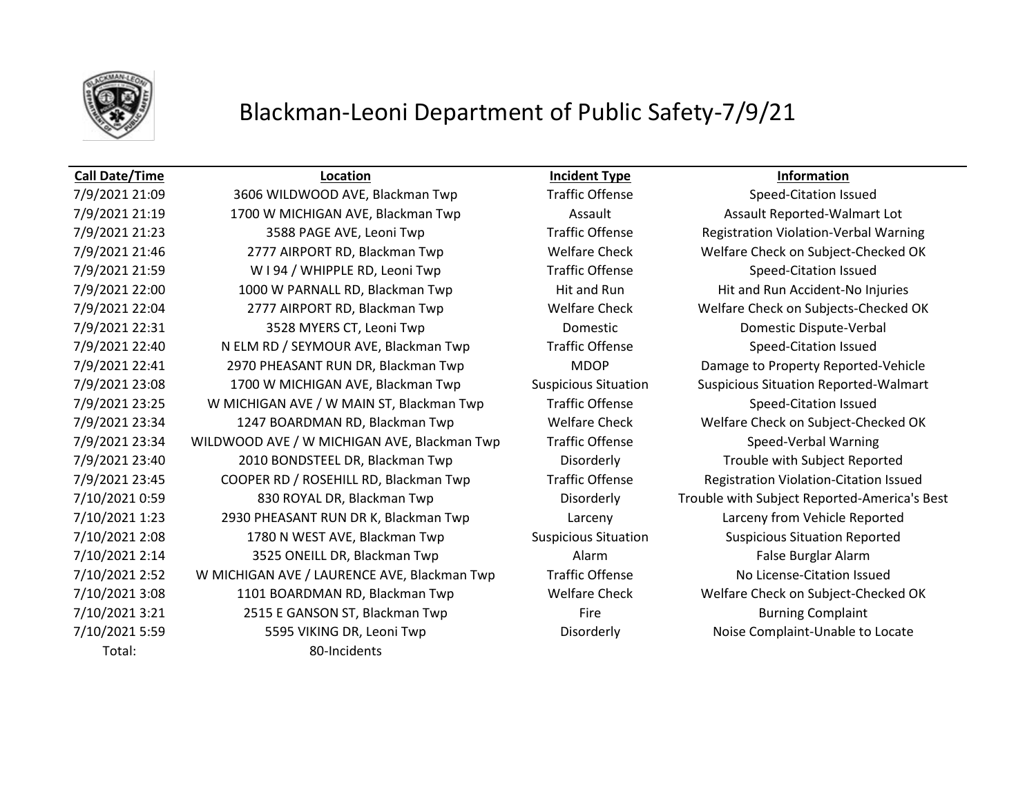# Blackman-Leoni Department of Public Safety-7/9/21

| Call Date/Time | Location | Incident Type | Information |
|---|---|---|---|
| 7/9/2021 21:09 | 3606 WILDWOOD AVE, Blackman Twp | Traffic Offense | Speed-Citation Issued |
| 7/9/2021 21:19 | 1700 W MICHIGAN AVE, Blackman Twp | Assault | Assault Reported-Walmart Lot |
| 7/9/2021 21:23 | 3588 PAGE AVE, Leoni Twp | Traffic Offense | Registration Violation-Verbal Warning |
| 7/9/2021 21:46 | 2777 AIRPORT RD, Blackman Twp | Welfare Check | Welfare Check on Subject-Checked OK |
| 7/9/2021 21:59 | W I 94 / WHIPPLE RD, Leoni Twp | Traffic Offense | Speed-Citation Issued |
| 7/9/2021 22:00 | 1000 W PARNALL RD, Blackman Twp | Hit and Run | Hit and Run Accident-No Injuries |
| 7/9/2021 22:04 | 2777 AIRPORT RD, Blackman Twp | Welfare Check | Welfare Check on Subjects-Checked OK |
| 7/9/2021 22:31 | 3528 MYERS CT, Leoni Twp | Domestic | Domestic Dispute-Verbal |
| 7/9/2021 22:40 | N ELM RD / SEYMOUR AVE, Blackman Twp | Traffic Offense | Speed-Citation Issued |
| 7/9/2021 22:41 | 2970 PHEASANT RUN DR, Blackman Twp | MDOP | Damage to Property Reported-Vehicle |
| 7/9/2021 23:08 | 1700 W MICHIGAN AVE, Blackman Twp | Suspicious Situation | Suspicious Situation Reported-Walmart |
| 7/9/2021 23:25 | W MICHIGAN AVE / W MAIN ST, Blackman Twp | Traffic Offense | Speed-Citation Issued |
| 7/9/2021 23:34 | 1247 BOARDMAN RD, Blackman Twp | Welfare Check | Welfare Check on Subject-Checked OK |
| 7/9/2021 23:34 | WILDWOOD AVE / W MICHIGAN AVE, Blackman Twp | Traffic Offense | Speed-Verbal Warning |
| 7/9/2021 23:40 | 2010 BONDSTEEL DR, Blackman Twp | Disorderly | Trouble with Subject Reported |
| 7/9/2021 23:45 | COOPER RD / ROSEHILL RD, Blackman Twp | Traffic Offense | Registration Violation-Citation Issued |
| 7/10/2021 0:59 | 830 ROYAL DR, Blackman Twp | Disorderly | Trouble with Subject Reported-America's Best |
| 7/10/2021 1:23 | 2930 PHEASANT RUN DR K, Blackman Twp | Larceny | Larceny from Vehicle Reported |
| 7/10/2021 2:08 | 1780 N WEST AVE, Blackman Twp | Suspicious Situation | Suspicious Situation Reported |
| 7/10/2021 2:14 | 3525 ONEILL DR, Blackman Twp | Alarm | False Burglar Alarm |
| 7/10/2021 2:52 | W MICHIGAN AVE / LAURENCE AVE, Blackman Twp | Traffic Offense | No License-Citation Issued |
| 7/10/2021 3:08 | 1101 BOARDMAN RD, Blackman Twp | Welfare Check | Welfare Check on Subject-Checked OK |
| 7/10/2021 3:21 | 2515 E GANSON ST, Blackman Twp | Fire | Burning Complaint |
| 7/10/2021 5:59 | 5595 VIKING DR, Leoni Twp | Disorderly | Noise Complaint-Unable to Locate |
| Total: | 80-Incidents | | |